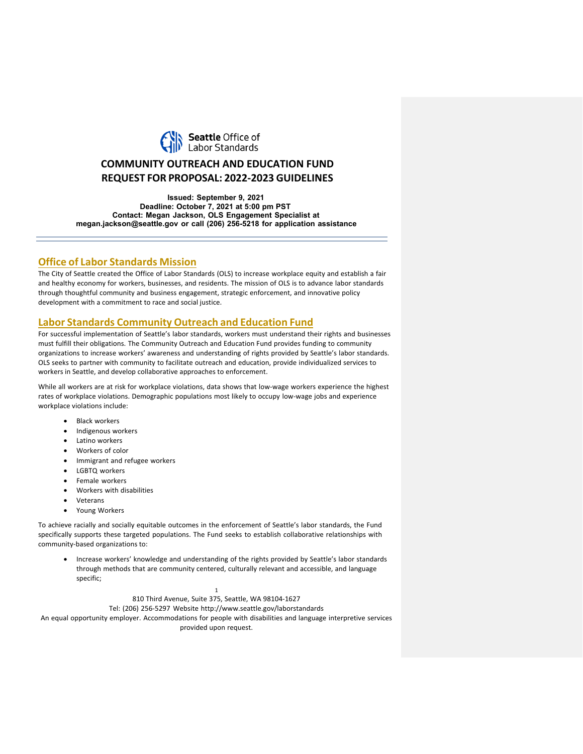Seattle Office of Labor Standards

# COMMUNITY OUTREACH AND EDUCATION FUND REQUEST FOR PROPOSAL: 2022-2023 GUIDELINES

**Issued: September 9, 2021**
**Deadline: October 7, 2021 at 5:00 pm PST**
**Contact: Megan Jackson, OLS Engagement Specialist at megan.jackson@seattle.gov or call (206) 256-5218 for application assistance**

---

## Office of Labor Standards Mission

The City of Seattle created the Office of Labor Standards (OLS) to increase workplace equity and establish a fair and healthy economy for workers, businesses, and residents. The mission of OLS is to advance labor standards through thoughtful community and business engagement, strategic enforcement, and innovative policy development with a commitment to race and social justice.

## Labor Standards Community Outreach and Education Fund

For successful implementation of Seattle's labor standards, workers must understand their rights and businesses must fulfill their obligations. The Community Outreach and Education Fund provides funding to community organizations to increase workers' awareness and understanding of rights provided by Seattle's labor standards. OLS seeks to partner with community to facilitate outreach and education, provide individualized services to workers in Seattle, and develop collaborative approaches to enforcement.

While all workers are at risk for workplace violations, data shows that low-wage workers experience the highest rates of workplace violations. Demographic populations most likely to occupy low-wage jobs and experience workplace violations include:

- Black workers
- Indigenous workers
- Latino workers
- Workers of color
- Immigrant and refugee workers
- LGBTQ workers
- Female workers
- Workers with disabilities
- Veterans
- Young Workers

To achieve racially and socially equitable outcomes in the enforcement of Seattle's labor standards, the Fund specifically supports these targeted populations. The Fund seeks to establish collaborative relationships with community-based organizations to:

- Increase workers' knowledge and understanding of the rights provided by Seattle's labor standards through methods that are community centered, culturally relevant and accessible, and language specific;

810 Third Avenue, Suite 375, Seattle, WA 98104-1627
Tel: (206) 256-5297 Website http://www.seattle.gov/laborstandards
An equal opportunity employer. Accommodations for people with disabilities and language interpretive services provided upon request.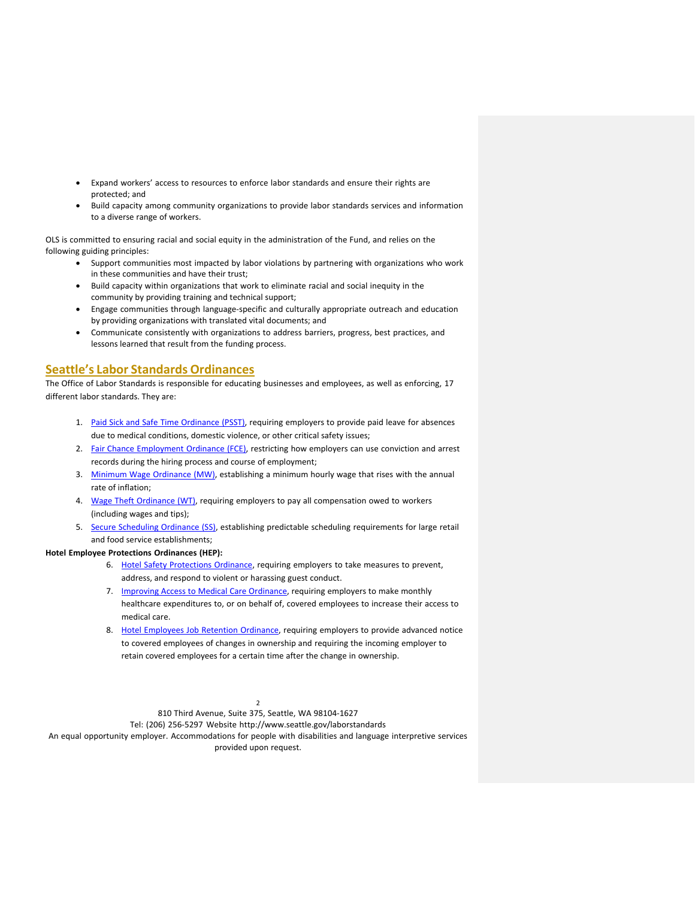- Expand workers' access to resources to enforce labor standards and ensure their rights are protected; and
- Build capacity among community organizations to provide labor standards services and information to a diverse range of workers.

OLS is committed to ensuring racial and social equity in the administration of the Fund, and relies on the following guiding principles:

- Support communities most impacted by labor violations by partnering with organizations who work in these communities and have their trust;
- Build capacity within organizations that work to eliminate racial and social inequity in the community by providing training and technical support;
- Engage communities through language-specific and culturally appropriate outreach and education by providing organizations with translated vital documents; and
- Communicate consistently with organizations to address barriers, progress, best practices, and lessons learned that result from the funding process.

## Seattle's Labor Standards Ordinances

The Office of Labor Standards is responsible for educating businesses and employees, as well as enforcing, 17 different labor standards. They are:

1. Paid Sick and Safe Time Ordinance (PSST), requiring employers to provide paid leave for absences due to medical conditions, domestic violence, or other critical safety issues;
2. Fair Chance Employment Ordinance (FCE), restricting how employers can use conviction and arrest records during the hiring process and course of employment;
3. Minimum Wage Ordinance (MW), establishing a minimum hourly wage that rises with the annual rate of inflation;
4. Wage Theft Ordinance (WT), requiring employers to pay all compensation owed to workers (including wages and tips);
5. Secure Scheduling Ordinance (SS), establishing predictable scheduling requirements for large retail and food service establishments;

**Hotel Employee Protections Ordinances (HEP):**

6. Hotel Safety Protections Ordinance, requiring employers to take measures to prevent, address, and respond to violent or harassing guest conduct.
7. Improving Access to Medical Care Ordinance, requiring employers to make monthly healthcare expenditures to, or on behalf of, covered employees to increase their access to medical care.
8. Hotel Employees Job Retention Ordinance, requiring employers to provide advanced notice to covered employees of changes in ownership and requiring the incoming employer to retain covered employees for a certain time after the change in ownership.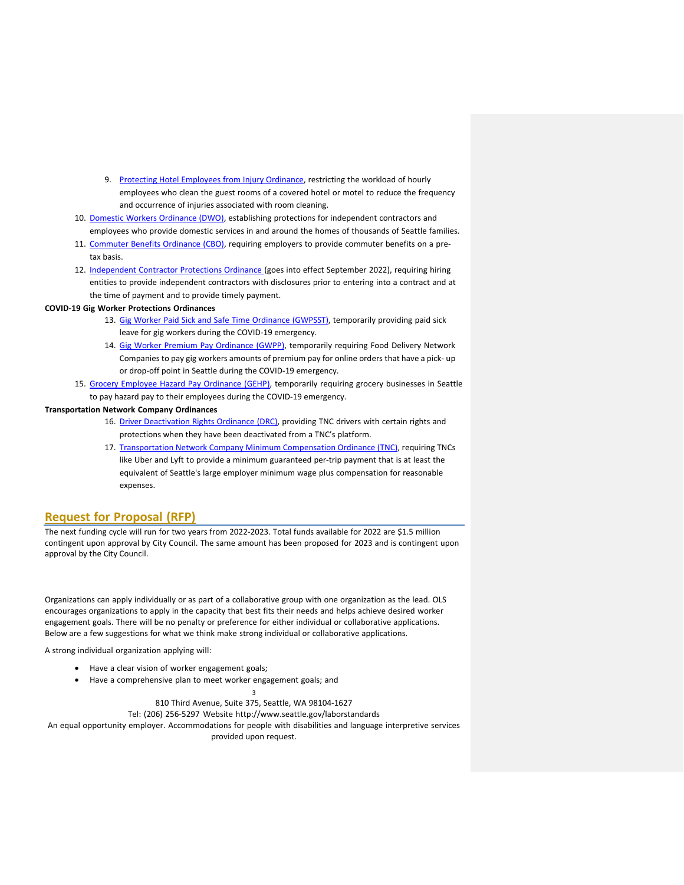9. [Protecting Hotel Employees from Injury Ordinance](), restricting the workload of hourly employees who clean the guest rooms of a covered hotel or motel to reduce the frequency and occurrence of injuries associated with room cleaning.
10. [Domestic Workers Ordinance (DWO)](), establishing protections for independent contractors and employees who provide domestic services in and around the homes of thousands of Seattle families.
11. [Commuter Benefits Ordinance (CBO)](), requiring employers to provide commuter benefits on a pre-tax basis.
12. [Independent Contractor Protections Ordinance]() (goes into effect September 2022), requiring hiring entities to provide independent contractors with disclosures prior to entering into a contract and at the time of payment and to provide timely payment.

**COVID-19 Gig Worker Protections Ordinances**

13. [Gig Worker Paid Sick and Safe Time Ordinance (GWPSST)](), temporarily providing paid sick leave for gig workers during the COVID-19 emergency.
14. [Gig Worker Premium Pay Ordinance (GWPP)](), temporarily requiring Food Delivery Network Companies to pay gig workers amounts of premium pay for online orders that have a pick- up or drop-off point in Seattle during the COVID-19 emergency.
15. [Grocery Employee Hazard Pay Ordinance (GEHP)](), temporarily requiring grocery businesses in Seattle to pay hazard pay to their employees during the COVID-19 emergency.

**Transportation Network Company Ordinances**

16. [Driver Deactivation Rights Ordinance (DRC)](), providing TNC drivers with certain rights and protections when they have been deactivated from a TNC's platform.
17. [Transportation Network Company Minimum Compensation Ordinance (TNC)](), requiring TNCs like Uber and Lyft to provide a minimum guaranteed per-trip payment that is at least the equivalent of Seattle's large employer minimum wage plus compensation for reasonable expenses.

## Request for Proposal (RFP)

The next funding cycle will run for two years from 2022-2023. Total funds available for 2022 are $1.5 million contingent upon approval by City Council. The same amount has been proposed for 2023 and is contingent upon approval by the City Council.

Organizations can apply individually or as part of a collaborative group with one organization as the lead. OLS encourages organizations to apply in the capacity that best fits their needs and helps achieve desired worker engagement goals. There will be no penalty or preference for either individual or collaborative applications. Below are a few suggestions for what we think make strong individual or collaborative applications.

A strong individual organization applying will:

- Have a clear vision of worker engagement goals;
- Have a comprehensive plan to meet worker engagement goals; and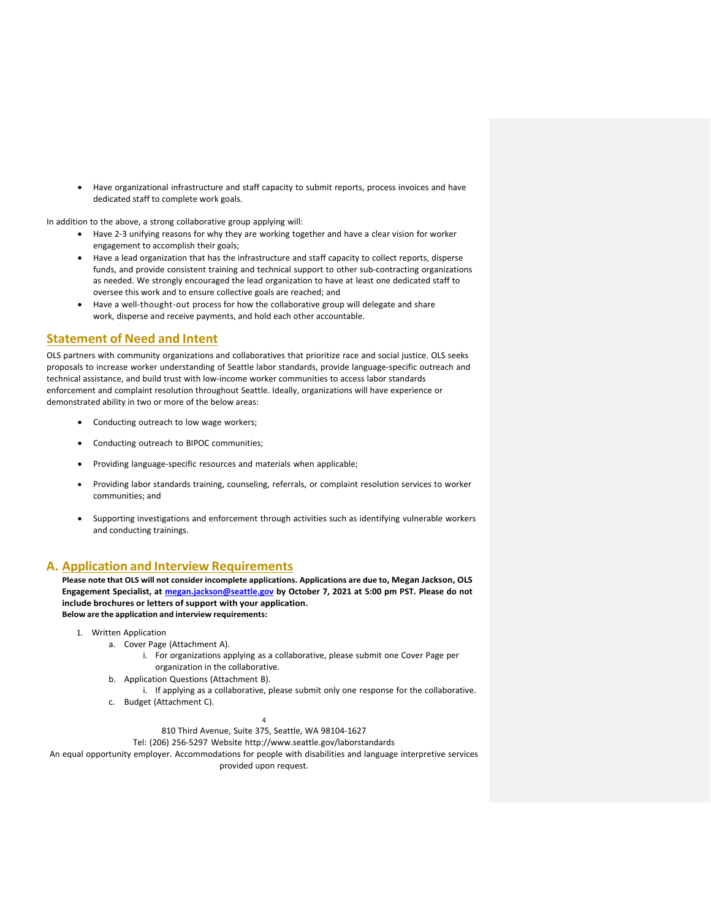- Have organizational infrastructure and staff capacity to submit reports, process invoices and have dedicated staff to complete work goals.

In addition to the above, a strong collaborative group applying will:

- Have 2-3 unifying reasons for why they are working together and have a clear vision for worker engagement to accomplish their goals;
- Have a lead organization that has the infrastructure and staff capacity to collect reports, disperse funds, and provide consistent training and technical support to other sub-contracting organizations as needed. We strongly encouraged the lead organization to have at least one dedicated staff to oversee this work and to ensure collective goals are reached; and
- Have a well-thought-out process for how the collaborative group will delegate and share work, disperse and receive payments, and hold each other accountable.

## Statement of Need and Intent

OLS partners with community organizations and collaboratives that prioritize race and social justice. OLS seeks proposals to increase worker understanding of Seattle labor standards, provide language-specific outreach and technical assistance, and build trust with low-income worker communities to access labor standards enforcement and complaint resolution throughout Seattle. Ideally, organizations will have experience or demonstrated ability in two or more of the below areas:

- Conducting outreach to low wage workers;
- Conducting outreach to BIPOC communities;
- Providing language-specific resources and materials when applicable;
- Providing labor standards training, counseling, referrals, or complaint resolution services to worker communities; and
- Supporting investigations and enforcement through activities such as identifying vulnerable workers and conducting trainings.

## A. Application and Interview Requirements

**Please note that OLS will not consider incomplete applications. Applications are due to, Megan Jackson, OLS Engagement Specialist, at megan.jackson@seattle.gov by October 7, 2021 at 5:00 pm PST. Please do not include brochures or letters of support with your application.**
**Below are the application and interview requirements:**

1. Written Application
   a. Cover Page (Attachment A).
      i. For organizations applying as a collaborative, please submit one Cover Page per organization in the collaborative.
   b. Application Questions (Attachment B).
      i. If applying as a collaborative, please submit only one response for the collaborative.
   c. Budget (Attachment C).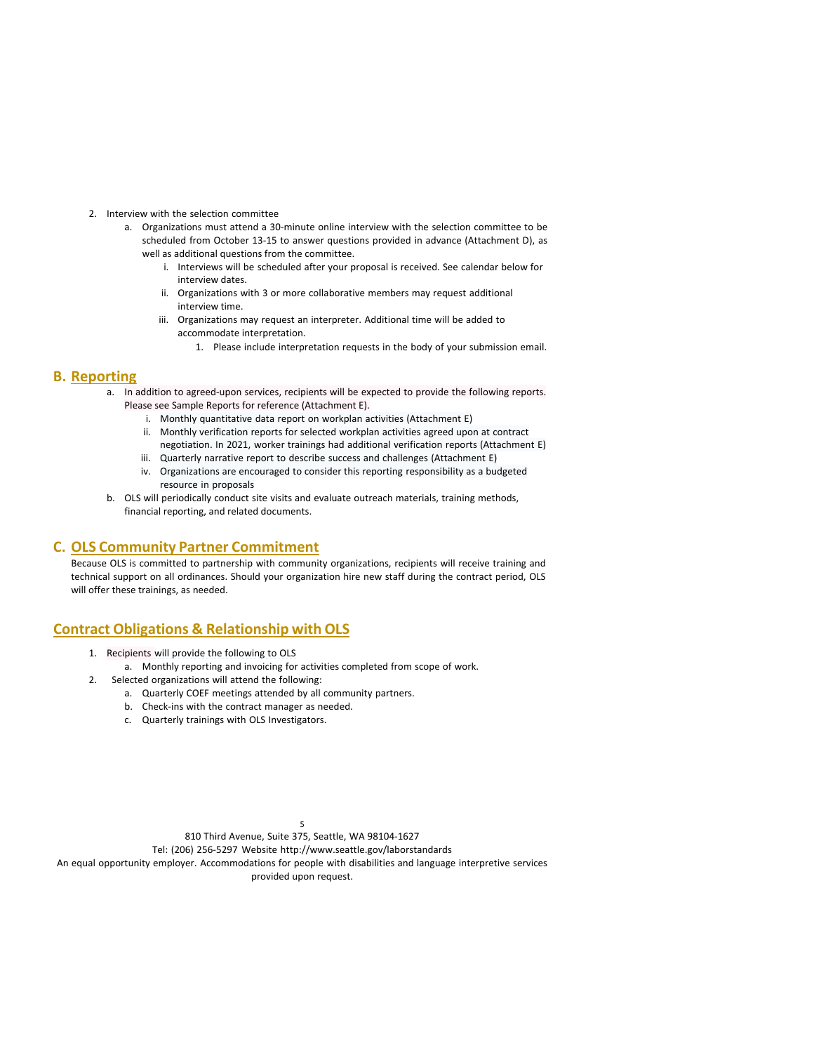2. Interview with the selection committee
    a. Organizations must attend a 30-minute online interview with the selection committee to be scheduled from October 13-15 to answer questions provided in advance (Attachment D), as well as additional questions from the committee.
        i. Interviews will be scheduled after your proposal is received. See calendar below for interview dates.
        ii. Organizations with 3 or more collaborative members may request additional interview time.
        iii. Organizations may request an interpreter. Additional time will be added to accommodate interpretation.
            1. Please include interpretation requests in the body of your submission email.

## B. Reporting

a. In addition to agreed-upon services, recipients will be expected to provide the following reports. Please see Sample Reports for reference (Attachment E).
    i. Monthly quantitative data report on workplan activities (Attachment E)
    ii. Monthly verification reports for selected workplan activities agreed upon at contract negotiation. In 2021, worker trainings had additional verification reports (Attachment E)
    iii. Quarterly narrative report to describe success and challenges (Attachment E)
    iv. Organizations are encouraged to consider this reporting responsibility as a budgeted resource in proposals

b. OLS will periodically conduct site visits and evaluate outreach materials, training methods, financial reporting, and related documents.

## C. OLS Community Partner Commitment

Because OLS is committed to partnership with community organizations, recipients will receive training and technical support on all ordinances. Should your organization hire new staff during the contract period, OLS will offer these trainings, as needed.

## Contract Obligations & Relationship with OLS

1. Recipients will provide the following to OLS
    a. Monthly reporting and invoicing for activities completed from scope of work.
2. Selected organizations will attend the following:
    a. Quarterly COEF meetings attended by all community partners.
    b. Check-ins with the contract manager as needed.
    c. Quarterly trainings with OLS Investigators.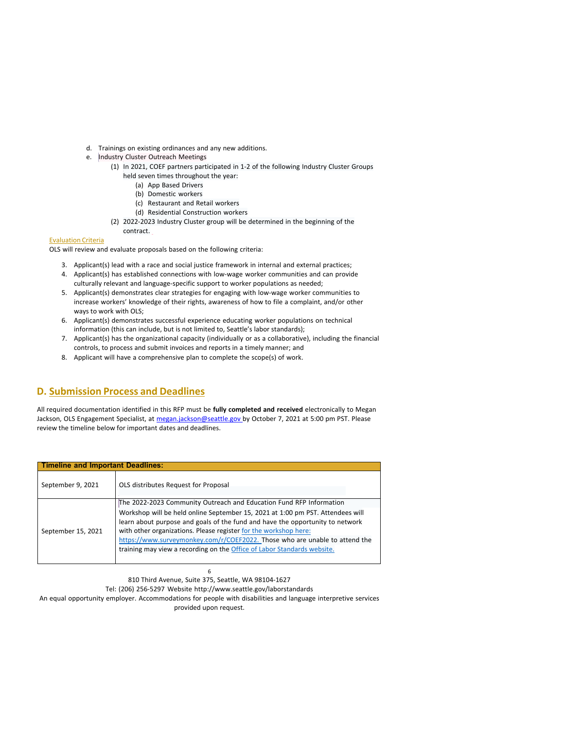d. Trainings on existing ordinances and any new additions.
e. Industry Cluster Outreach Meetings
   (1) In 2021, COEF partners participated in 1-2 of the following Industry Cluster Groups held seven times throughout the year:
      (a) App Based Drivers
      (b) Domestic workers
      (c) Restaurant and Retail workers
      (d) Residential Construction workers
   (2) 2022-2023 Industry Cluster group will be determined in the beginning of the contract.

Evaluation Criteria

OLS will review and evaluate proposals based on the following criteria:

3. Applicant(s) lead with a race and social justice framework in internal and external practices;
4. Applicant(s) has established connections with low-wage worker communities and can provide culturally relevant and language-specific support to worker populations as needed;
5. Applicant(s) demonstrates clear strategies for engaging with low-wage worker communities to increase workers' knowledge of their rights, awareness of how to file a complaint, and/or other ways to work with OLS;
6. Applicant(s) demonstrates successful experience educating worker populations on technical information (this can include, but is not limited to, Seattle's labor standards);
7. Applicant(s) has the organizational capacity (individually or as a collaborative), including the financial controls, to process and submit invoices and reports in a timely manner; and
8. Applicant will have a comprehensive plan to complete the scope(s) of work.

## D. Submission Process and Deadlines

All required documentation identified in this RFP must be **fully completed and received** electronically to Megan Jackson, OLS Engagement Specialist, at megan.jackson@seattle.gov by October 7, 2021 at 5:00 pm PST. Please review the timeline below for important dates and deadlines.

| Timeline and Important Deadlines: | |
|---|---|
| September 9, 2021 | OLS distributes Request for Proposal |
| September 15, 2021 | The 2022-2023 Community Outreach and Education Fund RFP Information Workshop will be held online September 15, 2021 at 1:00 pm PST. Attendees will learn about purpose and goals of the fund and have the opportunity to network with other organizations. Please register for the workshop here: https://www.surveymonkey.com/r/COEF2022. Those who are unable to attend the training may view a recording on the Office of Labor Standards website. |

810 Third Avenue, Suite 375, Seattle, WA 98104-1627
Tel: (206) 256-5297 Website http://www.seattle.gov/laborstandards
An equal opportunity employer. Accommodations for people with disabilities and language interpretive services provided upon request.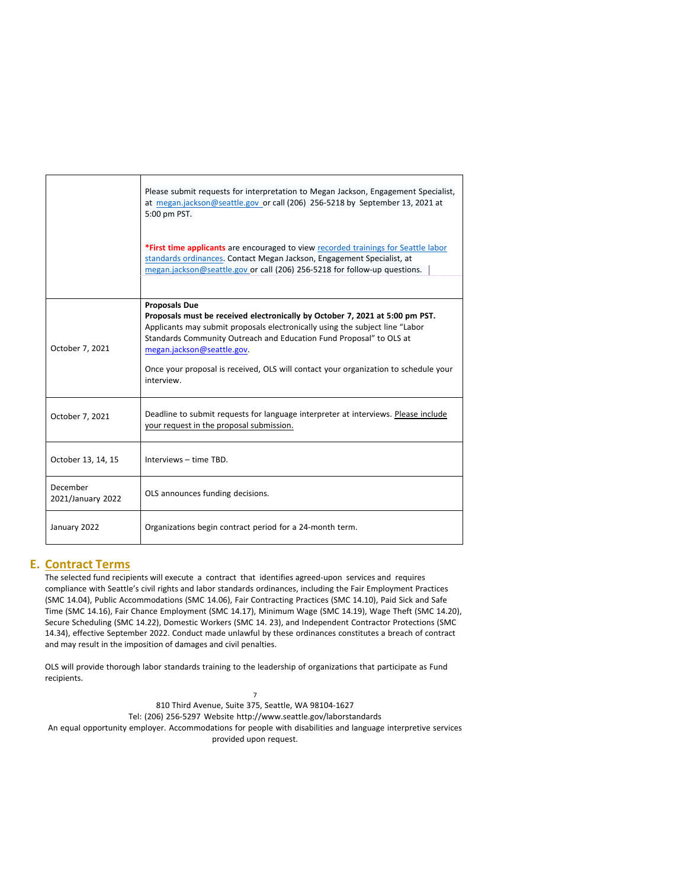| | |
|---|---|
| | Please submit requests for interpretation to Megan Jackson, Engagement Specialist, at megan.jackson@seattle.gov or call (206) 256-5218 by September 13, 2021 at 5:00 pm PST.<br><br>***First time applicants** are encouraged to view recorded trainings for Seattle labor standards ordinances. Contact Megan Jackson, Engagement Specialist, at megan.jackson@seattle.gov or call (206) 256-5218 for follow-up questions. |
| October 7, 2021 | **Proposals Due**<br>**Proposals must be received electronically by October 7, 2021 at 5:00 pm PST.** Applicants may submit proposals electronically using the subject line "Labor Standards Community Outreach and Education Fund Proposal" to OLS at megan.jackson@seattle.gov.<br><br>Once your proposal is received, OLS will contact your organization to schedule your interview. |
| October 7, 2021 | Deadline to submit requests for language interpreter at interviews. Please include your request in the proposal submission. |
| October 13, 14, 15 | Interviews – time TBD. |
| December 2021/January 2022 | OLS announces funding decisions. |
| January 2022 | Organizations begin contract period for a 24-month term. |

## E. Contract Terms

The selected fund recipients will execute a contract that identifies agreed-upon services and requires compliance with Seattle's civil rights and labor standards ordinances, including the Fair Employment Practices (SMC 14.04), Public Accommodations (SMC 14.06), Fair Contracting Practices (SMC 14.10), Paid Sick and Safe Time (SMC 14.16), Fair Chance Employment (SMC 14.17), Minimum Wage (SMC 14.19), Wage Theft (SMC 14.20), Secure Scheduling (SMC 14.22), Domestic Workers (SMC 14. 23), and Independent Contractor Protections (SMC 14.34), effective September 2022. Conduct made unlawful by these ordinances constitutes a breach of contract and may result in the imposition of damages and civil penalties.

OLS will provide thorough labor standards training to the leadership of organizations that participate as Fund recipients.

810 Third Avenue, Suite 375, Seattle, WA 98104-1627
Tel: (206) 256-5297 Website http://www.seattle.gov/laborstandards
An equal opportunity employer. Accommodations for people with disabilities and language interpretive services provided upon request.